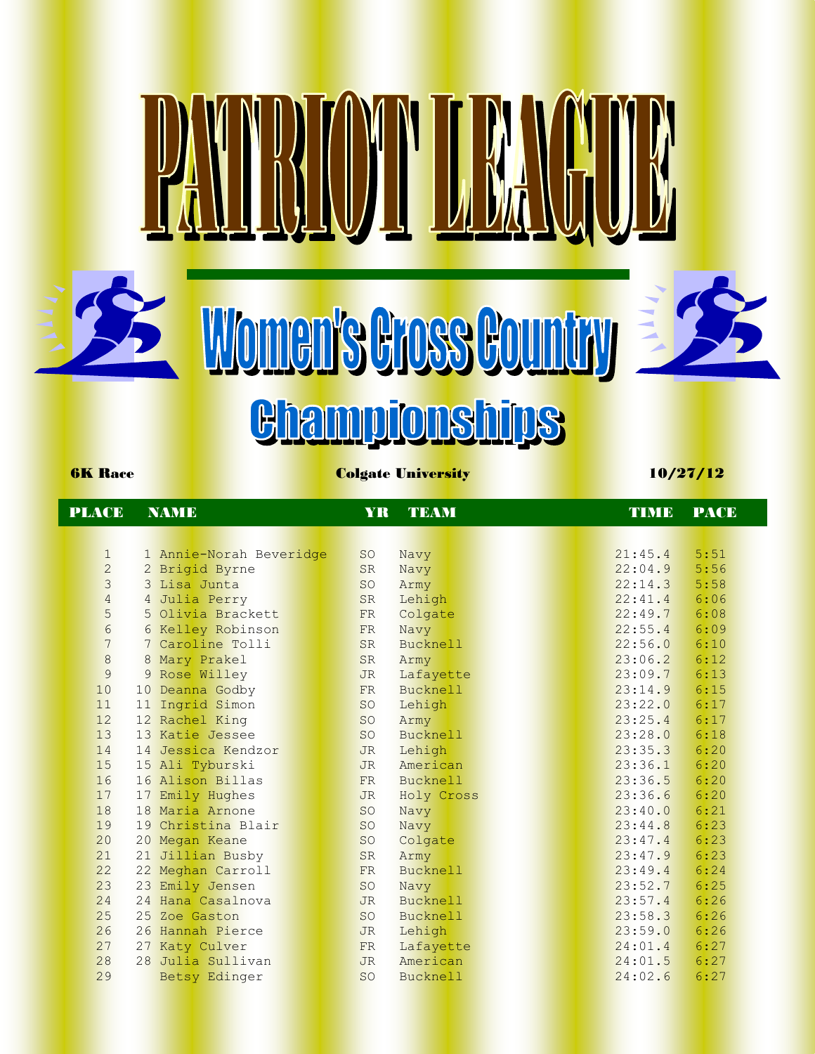# PATRIOT LEAGUE

## Women's Cross Country

## Championships

**6K Race** **Colgate University** **10/27/12**

| PLACE | NAME | YR | TEAM | TIME | PACE |
|---|---|---|---|---|---|
| 1 | 1 Annie-Norah Beveridge | SO | Navy | 21:45.4 | 5:51 |
| 2 | 2 Brigid Byrne | SR | Navy | 22:04.9 | 5:56 |
| 3 | 3 Lisa Junta | SO | Army | 22:14.3 | 5:58 |
| 4 | 4 Julia Perry | SR | Lehigh | 22:41.4 | 6:06 |
| 5 | 5 Olivia Brackett | FR | Colgate | 22:49.7 | 6:08 |
| 6 | 6 Kelley Robinson | FR | Navy | 22:55.4 | 6:09 |
| 7 | 7 Caroline Tolli | SR | Bucknell | 22:56.0 | 6:10 |
| 8 | 8 Mary Prakel | SR | Army | 23:06.2 | 6:12 |
| 9 | 9 Rose Willey | JR | Lafayette | 23:09.7 | 6:13 |
| 10 | 10 Deanna Godby | FR | Bucknell | 23:14.9 | 6:15 |
| 11 | 11 Ingrid Simon | SO | Lehigh | 23:22.0 | 6:17 |
| 12 | 12 Rachel King | SO | Army | 23:25.4 | 6:17 |
| 13 | 13 Katie Jessee | SO | Bucknell | 23:28.0 | 6:18 |
| 14 | 14 Jessica Kendzor | JR | Lehigh | 23:35.3 | 6:20 |
| 15 | 15 Ali Tyburski | JR | American | 23:36.1 | 6:20 |
| 16 | 16 Alison Billas | FR | Bucknell | 23:36.5 | 6:20 |
| 17 | 17 Emily Hughes | JR | Holy Cross | 23:36.6 | 6:20 |
| 18 | 18 Maria Arnone | SO | Navy | 23:40.0 | 6:21 |
| 19 | 19 Christina Blair | SO | Navy | 23:44.8 | 6:23 |
| 20 | 20 Megan Keane | SO | Colgate | 23:47.4 | 6:23 |
| 21 | 21 Jillian Busby | SR | Army | 23:47.9 | 6:23 |
| 22 | 22 Meghan Carroll | FR | Bucknell | 23:49.4 | 6:24 |
| 23 | 23 Emily Jensen | SO | Navy | 23:52.7 | 6:25 |
| 24 | 24 Hana Casalnova | JR | Bucknell | 23:57.4 | 6:26 |
| 25 | 25 Zoe Gaston | SO | Bucknell | 23:58.3 | 6:26 |
| 26 | 26 Hannah Pierce | JR | Lehigh | 23:59.0 | 6:26 |
| 27 | 27 Katy Culver | FR | Lafayette | 24:01.4 | 6:27 |
| 28 | 28 Julia Sullivan | JR | American | 24:01.5 | 6:27 |
| 29 | Betsy Edinger | SO | Bucknell | 24:02.6 | 6:27 |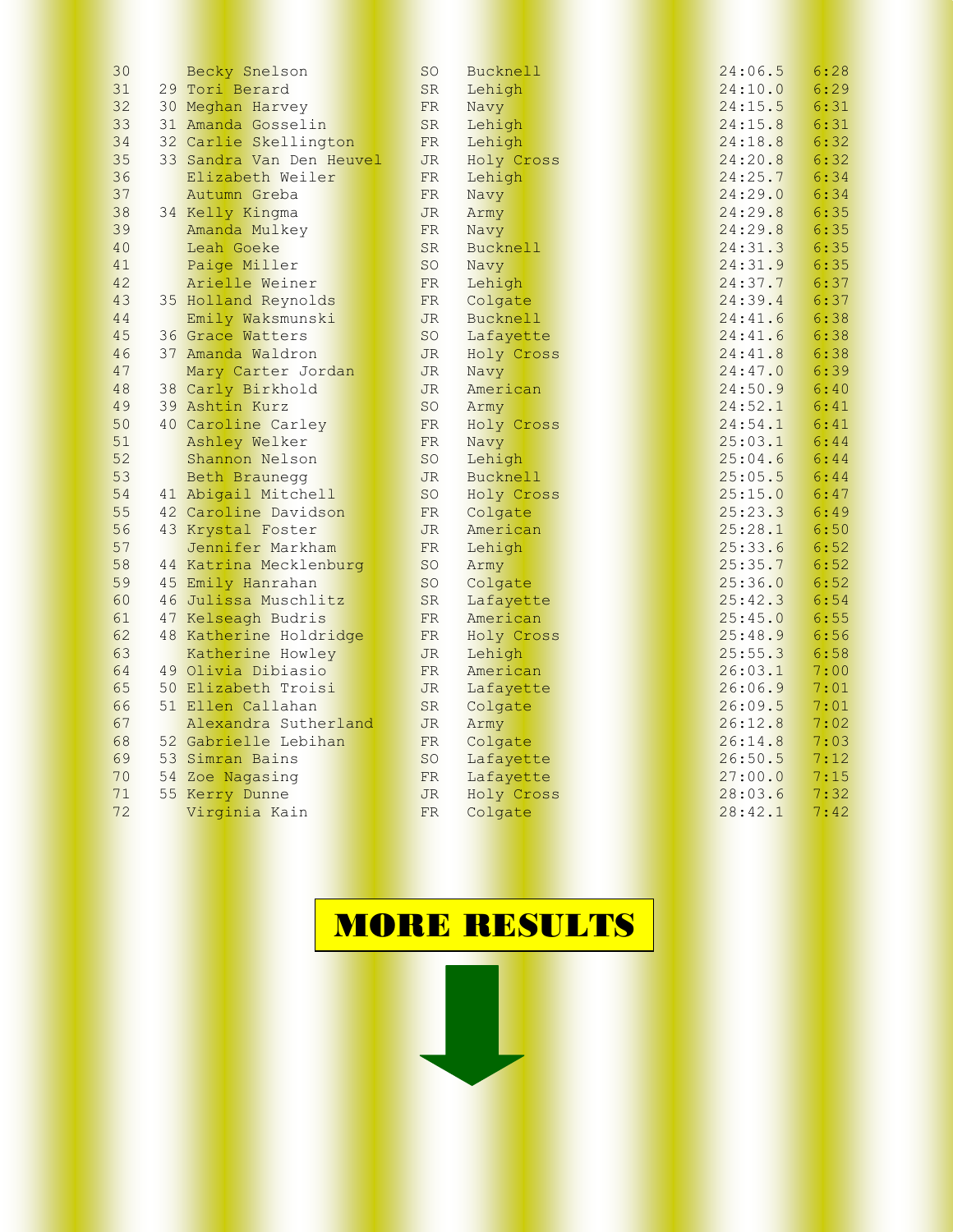| | | | | | | |
|---|---|---|---|---|---|---|
| 30 | | Becky Snelson | SO | Bucknell | 24:06.5 | 6:28 |
| 31 | 29 | Tori Berard | SR | Lehigh | 24:10.0 | 6:29 |
| 32 | 30 | Meghan Harvey | FR | Navy | 24:15.5 | 6:31 |
| 33 | 31 | Amanda Gosselin | SR | Lehigh | 24:15.8 | 6:31 |
| 34 | 32 | Carlie Skellington | FR | Lehigh | 24:18.8 | 6:32 |
| 35 | 33 | Sandra Van Den Heuvel | JR | Holy Cross | 24:20.8 | 6:32 |
| 36 | | Elizabeth Weiler | FR | Lehigh | 24:25.7 | 6:34 |
| 37 | | Autumn Greba | FR | Navy | 24:29.0 | 6:34 |
| 38 | 34 | Kelly Kingma | JR | Army | 24:29.8 | 6:35 |
| 39 | | Amanda Mulkey | FR | Navy | 24:29.8 | 6:35 |
| 40 | | Leah Goeke | SR | Bucknell | 24:31.3 | 6:35 |
| 41 | | Paige Miller | SO | Navy | 24:31.9 | 6:35 |
| 42 | | Arielle Weiner | FR | Lehigh | 24:37.7 | 6:37 |
| 43 | 35 | Holland Reynolds | FR | Colgate | 24:39.4 | 6:37 |
| 44 | | Emily Waksmunski | JR | Bucknell | 24:41.6 | 6:38 |
| 45 | 36 | Grace Watters | SO | Lafayette | 24:41.6 | 6:38 |
| 46 | 37 | Amanda Waldron | JR | Holy Cross | 24:41.8 | 6:38 |
| 47 | | Mary Carter Jordan | JR | Navy | 24:47.0 | 6:39 |
| 48 | 38 | Carly Birkhold | JR | American | 24:50.9 | 6:40 |
| 49 | 39 | Ashtin Kurz | SO | Army | 24:52.1 | 6:41 |
| 50 | 40 | Caroline Carley | FR | Holy Cross | 24:54.1 | 6:41 |
| 51 | | Ashley Welker | FR | Navy | 25:03.1 | 6:44 |
| 52 | | Shannon Nelson | SO | Lehigh | 25:04.6 | 6:44 |
| 53 | | Beth Braunegg | JR | Bucknell | 25:05.5 | 6:44 |
| 54 | 41 | Abigail Mitchell | SO | Holy Cross | 25:15.0 | 6:47 |
| 55 | 42 | Caroline Davidson | FR | Colgate | 25:23.3 | 6:49 |
| 56 | 43 | Krystal Foster | JR | American | 25:28.1 | 6:50 |
| 57 | | Jennifer Markham | FR | Lehigh | 25:33.6 | 6:52 |
| 58 | 44 | Katrina Mecklenburg | SO | Army | 25:35.7 | 6:52 |
| 59 | 45 | Emily Hanrahan | SO | Colgate | 25:36.0 | 6:52 |
| 60 | 46 | Julissa Muschlitz | SR | Lafayette | 25:42.3 | 6:54 |
| 61 | 47 | Kelseagh Budris | FR | American | 25:45.0 | 6:55 |
| 62 | 48 | Katherine Holdridge | FR | Holy Cross | 25:48.9 | 6:56 |
| 63 | | Katherine Howley | JR | Lehigh | 25:55.3 | 6:58 |
| 64 | 49 | Olivia Dibiasio | FR | American | 26:03.1 | 7:00 |
| 65 | 50 | Elizabeth Troisi | JR | Lafayette | 26:06.9 | 7:01 |
| 66 | 51 | Ellen Callahan | SR | Colgate | 26:09.5 | 7:01 |
| 67 | | Alexandra Sutherland | JR | Army | 26:12.8 | 7:02 |
| 68 | 52 | Gabrielle Lebihan | FR | Colgate | 26:14.8 | 7:03 |
| 69 | 53 | Simran Bains | SO | Lafayette | 26:50.5 | 7:12 |
| 70 | 54 | Zoe Nagasing | FR | Lafayette | 27:00.0 | 7:15 |
| 71 | 55 | Kerry Dunne | JR | Holy Cross | 28:03.6 | 7:32 |
| 72 | | Virginia Kain | FR | Colgate | 28:42.1 | 7:42 |

**MORE RESULTS**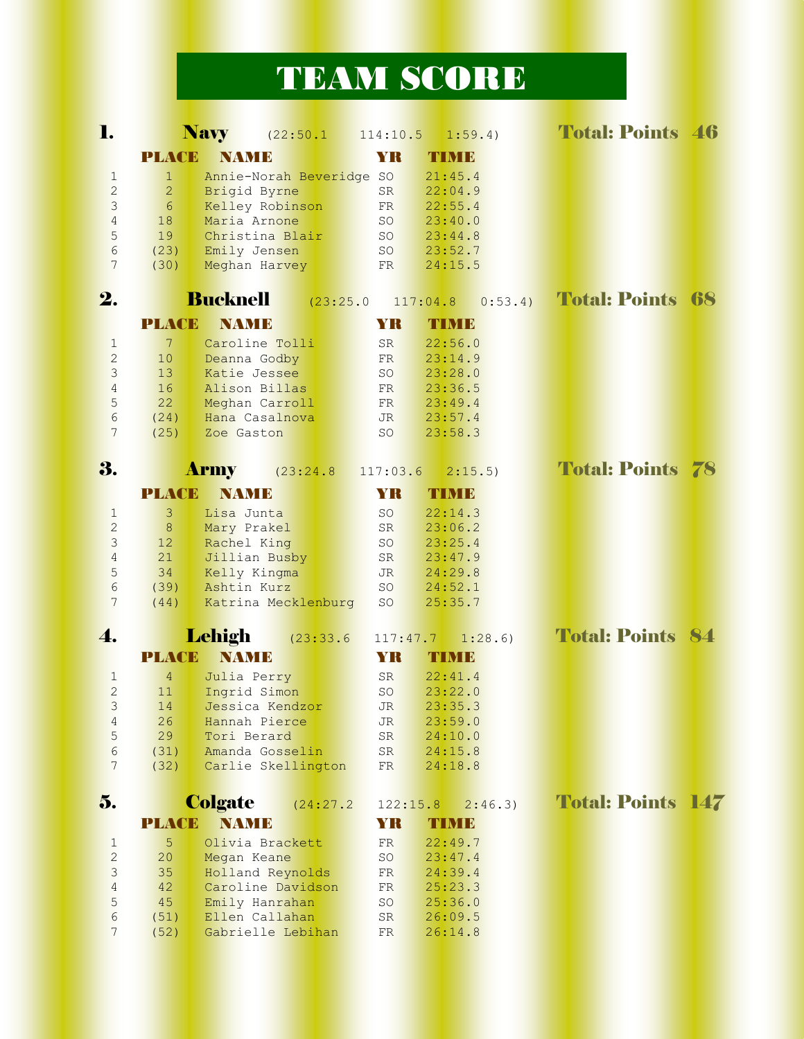# TEAM SCORE

## 1. Navy (22:50.1 114:10.5 1:59.4) Total: Points 46

| | PLACE | NAME | YR | TIME |
|---|---|---|---|---|
| 1 | 1 | Annie-Norah Beveridge | SO | 21:45.4 |
| 2 | 2 | Brigid Byrne | SR | 22:04.9 |
| 3 | 6 | Kelley Robinson | FR | 22:55.4 |
| 4 | 18 | Maria Arnone | SO | 23:40.0 |
| 5 | 19 | Christina Blair | SO | 23:44.8 |
| 6 | (23) | Emily Jensen | SO | 23:52.7 |
| 7 | (30) | Meghan Harvey | FR | 24:15.5 |

## 2. Bucknell (23:25.0 117:04.8 0:53.4) Total: Points 68

| | PLACE | NAME | YR | TIME |
|---|---|---|---|---|
| 1 | 7 | Caroline Tolli | SR | 22:56.0 |
| 2 | 10 | Deanna Godby | FR | 23:14.9 |
| 3 | 13 | Katie Jessee | SO | 23:28.0 |
| 4 | 16 | Alison Billas | FR | 23:36.5 |
| 5 | 22 | Meghan Carroll | FR | 23:49.4 |
| 6 | (24) | Hana Casalnova | JR | 23:57.4 |
| 7 | (25) | Zoe Gaston | SO | 23:58.3 |

## 3. Army (23:24.8 117:03.6 2:15.5) Total: Points 78

| | PLACE | NAME | YR | TIME |
|---|---|---|---|---|
| 1 | 3 | Lisa Junta | SO | 22:14.3 |
| 2 | 8 | Mary Prakel | SR | 23:06.2 |
| 3 | 12 | Rachel King | SO | 23:25.4 |
| 4 | 21 | Jillian Busby | SR | 23:47.9 |
| 5 | 34 | Kelly Kingma | JR | 24:29.8 |
| 6 | (39) | Ashtin Kurz | SO | 24:52.1 |
| 7 | (44) | Katrina Mecklenburg | SO | 25:35.7 |

## 4. Lehigh (23:33.6 117:47.7 1:28.6) Total: Points 84

| | PLACE | NAME | YR | TIME |
|---|---|---|---|---|
| 1 | 4 | Julia Perry | SR | 22:41.4 |
| 2 | 11 | Ingrid Simon | SO | 23:22.0 |
| 3 | 14 | Jessica Kendzor | JR | 23:35.3 |
| 4 | 26 | Hannah Pierce | JR | 23:59.0 |
| 5 | 29 | Tori Berard | SR | 24:10.0 |
| 6 | (31) | Amanda Gosselin | SR | 24:15.8 |
| 7 | (32) | Carlie Skellington | FR | 24:18.8 |

## 5. Colgate (24:27.2 122:15.8 2:46.3) Total: Points 147

| | PLACE | NAME | YR | TIME |
|---|---|---|---|---|
| 1 | 5 | Olivia Brackett | FR | 22:49.7 |
| 2 | 20 | Megan Keane | SO | 23:47.4 |
| 3 | 35 | Holland Reynolds | FR | 24:39.4 |
| 4 | 42 | Caroline Davidson | FR | 25:23.3 |
| 5 | 45 | Emily Hanrahan | SO | 25:36.0 |
| 6 | (51) | Ellen Callahan | SR | 26:09.5 |
| 7 | (52) | Gabrielle Lebihan | FR | 26:14.8 |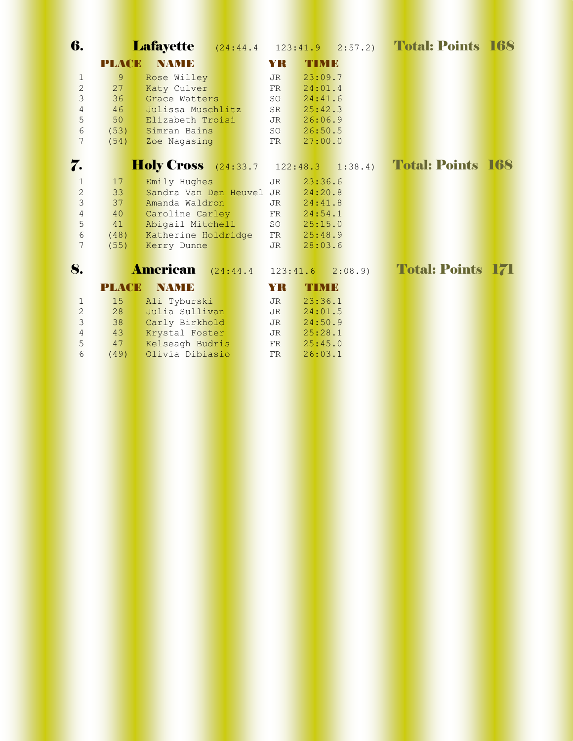## 6. Lafayette (24:44.4 123:41.9 2:57.2) Total: Points 168

| | PLACE | NAME | YR | TIME |
|---|---|---|---|---|
| 1 | 9 | Rose Willey | JR | 23:09.7 |
| 2 | 27 | Katy Culver | FR | 24:01.4 |
| 3 | 36 | Grace Watters | SO | 24:41.6 |
| 4 | 46 | Julissa Muschlitz | SR | 25:42.3 |
| 5 | 50 | Elizabeth Troisi | JR | 26:06.9 |
| 6 | (53) | Simran Bains | SO | 26:50.5 |
| 7 | (54) | Zoe Nagasing | FR | 27:00.0 |

## 7. Holy Cross (24:33.7 122:48.3 1:38.4) Total: Points 168

| | | | | |
|---|---|---|---|---|
| 1 | 17 | Emily Hughes | JR | 23:36.6 |
| 2 | 33 | Sandra Van Den Heuvel | JR | 24:20.8 |
| 3 | 37 | Amanda Waldron | JR | 24:41.8 |
| 4 | 40 | Caroline Carley | FR | 24:54.1 |
| 5 | 41 | Abigail Mitchell | SO | 25:15.0 |
| 6 | (48) | Katherine Holdridge | FR | 25:48.9 |
| 7 | (55) | Kerry Dunne | JR | 28:03.6 |

## 8. American (24:44.4 123:41.6 2:08.9) Total: Points 171

| | PLACE | NAME | YR | TIME |
|---|---|---|---|---|
| 1 | 15 | Ali Tyburski | JR | 23:36.1 |
| 2 | 28 | Julia Sullivan | JR | 24:01.5 |
| 3 | 38 | Carly Birkhold | JR | 24:50.9 |
| 4 | 43 | Krystal Foster | JR | 25:28.1 |
| 5 | 47 | Kelseagh Budris | FR | 25:45.0 |
| 6 | (49) | Olivia Dibiasio | FR | 26:03.1 |